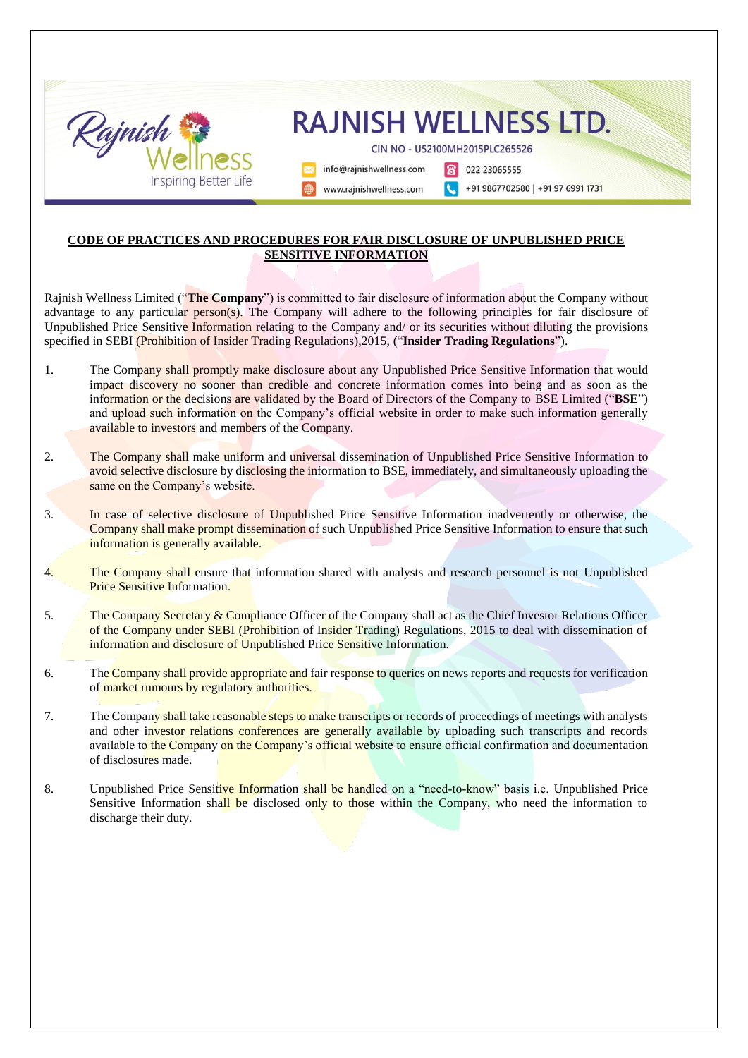# RAJNISH WELLNESS LTD.

CIN NO - U52100MH2015PLC265526

info@rajnishwellness.com | 022 23065555

www.rajnishwellness.com | +91 9867702580 | +91 97 6991 1731

## CODE OF PRACTICES AND PROCEDURES FOR FAIR DISCLOSURE OF UNPUBLISHED PRICE SENSITIVE INFORMATION

Rajnish Wellness Limited ("**The Company**") is committed to fair disclosure of information about the Company without advantage to any particular person(s). The Company will adhere to the following principles for fair disclosure of Unpublished Price Sensitive Information relating to the Company and/ or its securities without diluting the provisions specified in SEBI (Prohibition of Insider Trading Regulations),2015, ("**Insider Trading Regulations**").

1. The Company shall promptly make disclosure about any Unpublished Price Sensitive Information that would impact discovery no sooner than credible and concrete information comes into being and as soon as the information or the decisions are validated by the Board of Directors of the Company to BSE Limited ("**BSE**") and upload such information on the Company's official website in order to make such information generally available to investors and members of the Company.

2. The Company shall make uniform and universal dissemination of Unpublished Price Sensitive Information to avoid selective disclosure by disclosing the information to BSE, immediately, and simultaneously uploading the same on the Company's website.

3. In case of selective disclosure of Unpublished Price Sensitive Information inadvertently or otherwise, the Company shall make prompt dissemination of such Unpublished Price Sensitive Information to ensure that such information is generally available.

4. The Company shall ensure that information shared with analysts and research personnel is not Unpublished Price Sensitive Information.

5. The Company Secretary & Compliance Officer of the Company shall act as the Chief Investor Relations Officer of the Company under SEBI (Prohibition of Insider Trading) Regulations, 2015 to deal with dissemination of information and disclosure of Unpublished Price Sensitive Information.

6. The Company shall provide appropriate and fair response to queries on news reports and requests for verification of market rumours by regulatory authorities.

7. The Company shall take reasonable steps to make transcripts or records of proceedings of meetings with analysts and other investor relations conferences are generally available by uploading such transcripts and records available to the Company on the Company's official website to ensure official confirmation and documentation of disclosures made.

8. Unpublished Price Sensitive Information shall be handled on a "need-to-know" basis i.e. Unpublished Price Sensitive Information shall be disclosed only to those within the Company, who need the information to discharge their duty.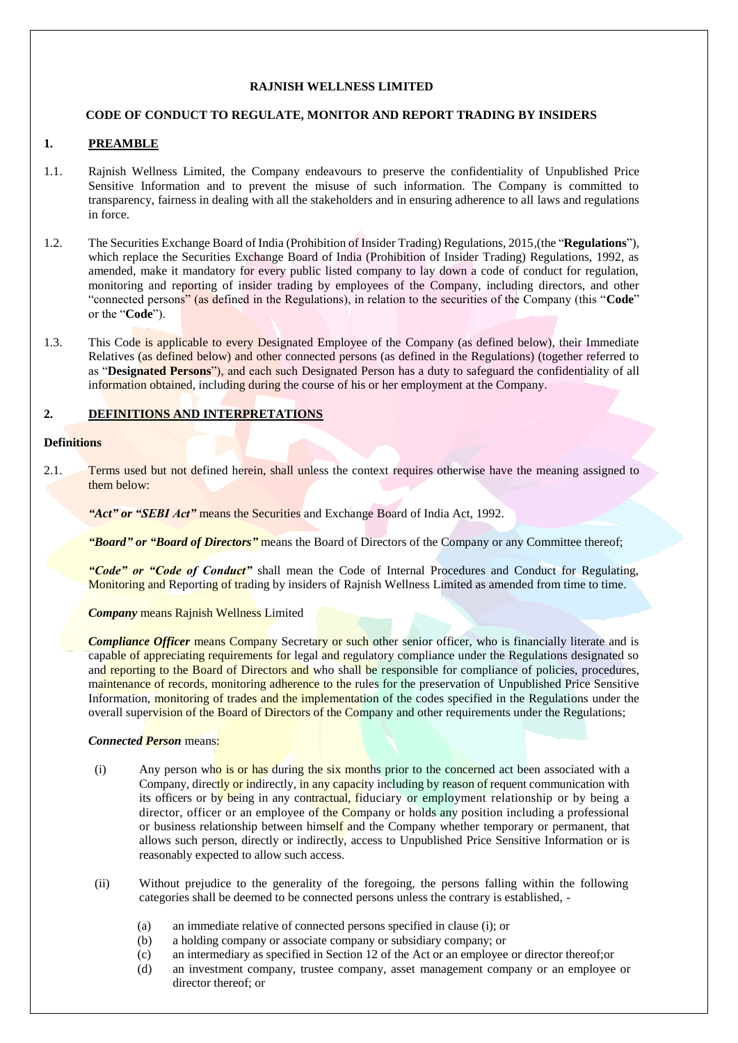**RAJNISH WELLNESS LIMITED**

**CODE OF CONDUCT TO REGULATE, MONITOR AND REPORT TRADING BY INSIDERS**

## 1. PREAMBLE

1.1. Rajnish Wellness Limited, the Company endeavours to preserve the confidentiality of Unpublished Price Sensitive Information and to prevent the misuse of such information. The Company is committed to transparency, fairness in dealing with all the stakeholders and in ensuring adherence to all laws and regulations in force.

1.2. The Securities Exchange Board of India (Prohibition of Insider Trading) Regulations, 2015,(the "**Regulations**"), which replace the Securities Exchange Board of India (Prohibition of Insider Trading) Regulations, 1992, as amended, make it mandatory for every public listed company to lay down a code of conduct for regulation, monitoring and reporting of insider trading by employees of the Company, including directors, and other "connected persons" (as defined in the Regulations), in relation to the securities of the Company (this "**Code**" or the "**Code**").

1.3. This Code is applicable to every Designated Employee of the Company (as defined below), their Immediate Relatives (as defined below) and other connected persons (as defined in the Regulations) (together referred to as "**Designated Persons**"), and each such Designated Person has a duty to safeguard the confidentiality of all information obtained, including during the course of his or her employment at the Company.

## 2. DEFINITIONS AND INTERPRETATIONS

### Definitions

2.1. Terms used but not defined herein, shall unless the context requires otherwise have the meaning assigned to them below:

***"Act" or "SEBI Act"*** means the Securities and Exchange Board of India Act, 1992.

***"Board" or "Board of Directors"*** means the Board of Directors of the Company or any Committee thereof;

***"Code" or "Code of Conduct"*** shall mean the Code of Internal Procedures and Conduct for Regulating, Monitoring and Reporting of trading by insiders of Rajnish Wellness Limited as amended from time to time.

***Company*** means Rajnish Wellness Limited

***Compliance Officer*** means Company Secretary or such other senior officer, who is financially literate and is capable of appreciating requirements for legal and regulatory compliance under the Regulations designated so and reporting to the Board of Directors and who shall be responsible for compliance of policies, procedures, maintenance of records, monitoring adherence to the rules for the preservation of Unpublished Price Sensitive Information, monitoring of trades and the implementation of the codes specified in the Regulations under the overall supervision of the Board of Directors of the Company and other requirements under the Regulations;

***Connected Person*** means:

(i) Any person who is or has during the six months prior to the concerned act been associated with a Company, directly or indirectly, in any capacity including by reason of frequent communication with its officers or by being in any contractual, fiduciary or employment relationship or by being a director, officer or an employee of the Company or holds any position including a professional or business relationship between himself and the Company whether temporary or permanent, that allows such person, directly or indirectly, access to Unpublished Price Sensitive Information or is reasonably expected to allow such access.

(ii) Without prejudice to the generality of the foregoing, the persons falling within the following categories shall be deemed to be connected persons unless the contrary is established, -

(a) an immediate relative of connected persons specified in clause (i); or
(b) a holding company or associate company or subsidiary company; or
(c) an intermediary as specified in Section 12 of the Act or an employee or director thereof;or
(d) an investment company, trustee company, asset management company or an employee or director thereof; or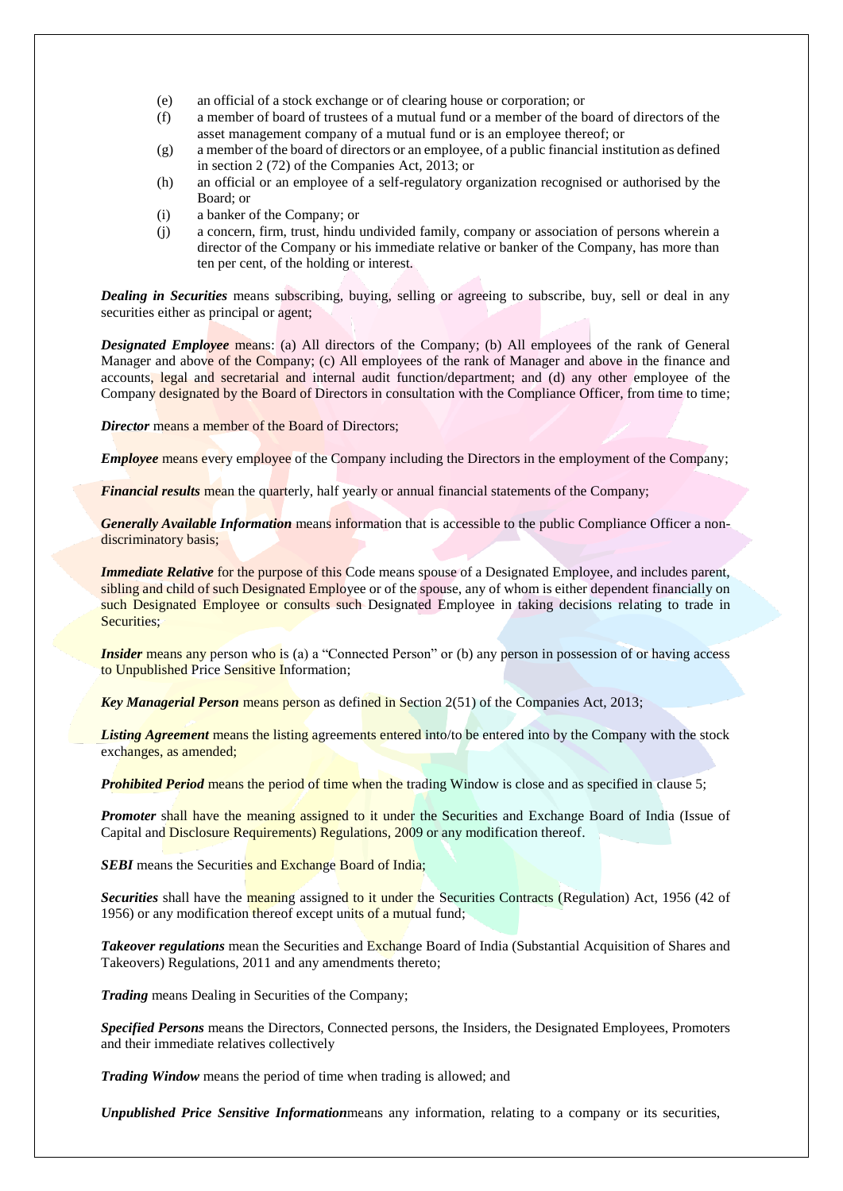(e) an official of a stock exchange or of clearing house or corporation; or
(f) a member of board of trustees of a mutual fund or a member of the board of directors of the asset management company of a mutual fund or is an employee thereof; or
(g) a member of the board of directors or an employee, of a public financial institution as defined in section 2 (72) of the Companies Act, 2013; or
(h) an official or an employee of a self-regulatory organization recognised or authorised by the Board; or
(i) a banker of the Company; or
(j) a concern, firm, trust, hindu undivided family, company or association of persons wherein a director of the Company or his immediate relative or banker of the Company, has more than ten per cent, of the holding or interest.

***Dealing in Securities*** means subscribing, buying, selling or agreeing to subscribe, buy, sell or deal in any securities either as principal or agent;

***Designated Employee*** means: (a) All directors of the Company; (b) All employees of the rank of General Manager and above of the Company; (c) All employees of the rank of Manager and above in the finance and accounts, legal and secretarial and internal audit function/department; and (d) any other employee of the Company designated by the Board of Directors in consultation with the Compliance Officer, from time to time;

***Director*** means a member of the Board of Directors;

***Employee*** means every employee of the Company including the Directors in the employment of the Company;

***Financial results*** mean the quarterly, half yearly or annual financial statements of the Company;

***Generally Available Information*** means information that is accessible to the public Compliance Officer a non-discriminatory basis;

***Immediate Relative*** for the purpose of this Code means spouse of a Designated Employee, and includes parent, sibling and child of such Designated Employee or of the spouse, any of whom is either dependent financially on such Designated Employee or consults such Designated Employee in taking decisions relating to trade in Securities;

***Insider*** means any person who is (a) a "Connected Person" or (b) any person in possession of or having access to Unpublished Price Sensitive Information;

***Key Managerial Person*** means person as defined in Section 2(51) of the Companies Act, 2013;

***Listing Agreement*** means the listing agreements entered into/to be entered into by the Company with the stock exchanges, as amended;

***Prohibited Period*** means the period of time when the trading Window is close and as specified in clause 5;

***Promoter*** shall have the meaning assigned to it under the Securities and Exchange Board of India (Issue of Capital and Disclosure Requirements) Regulations, 2009 or any modification thereof.

***SEBI*** means the Securities and Exchange Board of India;

***Securities*** shall have the meaning assigned to it under the Securities Contracts (Regulation) Act, 1956 (42 of 1956) or any modification thereof except units of a mutual fund;

***Takeover regulations*** mean the Securities and Exchange Board of India (Substantial Acquisition of Shares and Takeovers) Regulations, 2011 and any amendments thereto;

***Trading*** means Dealing in Securities of the Company;

***Specified Persons*** means the Directors, Connected persons, the Insiders, the Designated Employees, Promoters and their immediate relatives collectively

***Trading Window*** means the period of time when trading is allowed; and

***Unpublished Price Sensitive Information***means any information, relating to a company or its securities,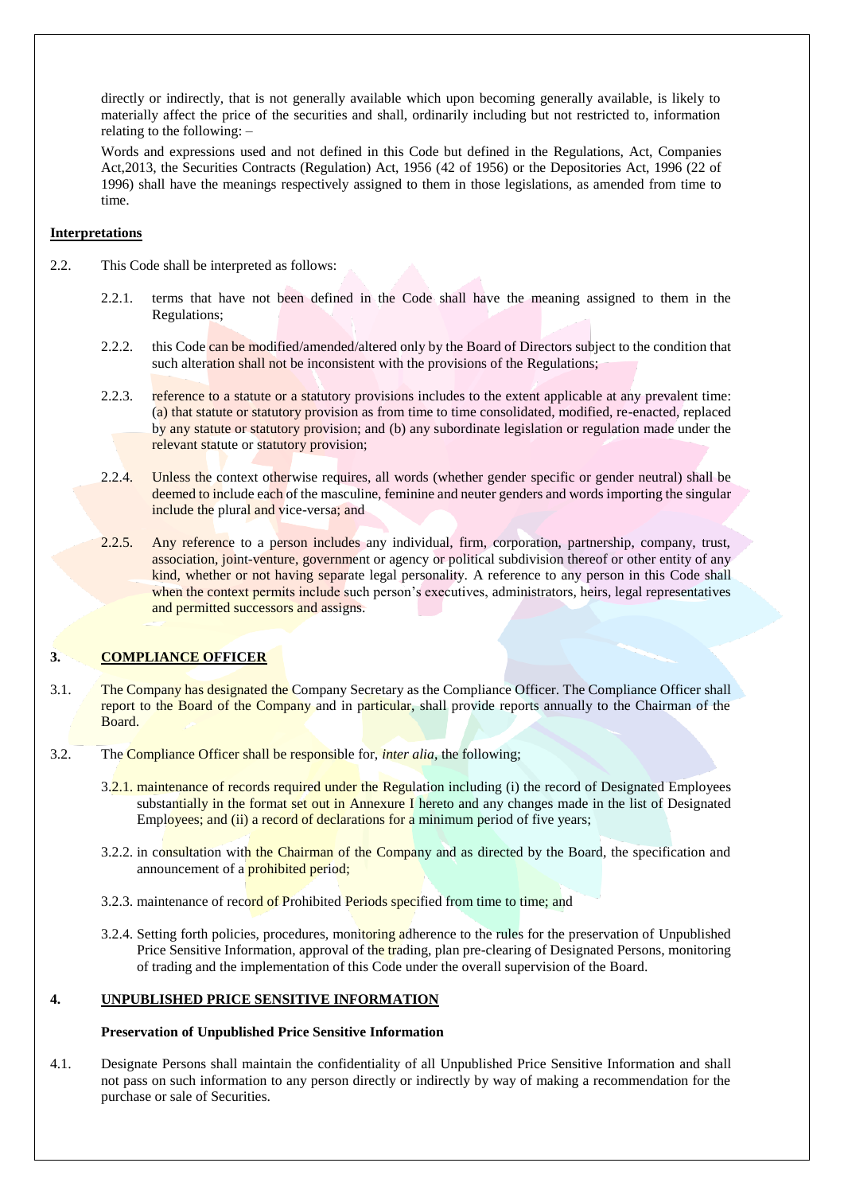directly or indirectly, that is not generally available which upon becoming generally available, is likely to materially affect the price of the securities and shall, ordinarily including but not restricted to, information relating to the following: –

Words and expressions used and not defined in this Code but defined in the Regulations, Act, Companies Act,2013, the Securities Contracts (Regulation) Act, 1956 (42 of 1956) or the Depositories Act, 1996 (22 of 1996) shall have the meanings respectively assigned to them in those legislations, as amended from time to time.

**Interpretations**

2.2. This Code shall be interpreted as follows:

2.2.1. terms that have not been defined in the Code shall have the meaning assigned to them in the Regulations;

2.2.2. this Code can be modified/amended/altered only by the Board of Directors subject to the condition that such alteration shall not be inconsistent with the provisions of the Regulations;

2.2.3. reference to a statute or a statutory provisions includes to the extent applicable at any prevalent time: (a) that statute or statutory provision as from time to time consolidated, modified, re-enacted, replaced by any statute or statutory provision; and (b) any subordinate legislation or regulation made under the relevant statute or statutory provision;

2.2.4. Unless the context otherwise requires, all words (whether gender specific or gender neutral) shall be deemed to include each of the masculine, feminine and neuter genders and words importing the singular include the plural and vice-versa; and

2.2.5. Any reference to a person includes any individual, firm, corporation, partnership, company, trust, association, joint-venture, government or agency or political subdivision thereof or other entity of any kind, whether or not having separate legal personality. A reference to any person in this Code shall when the context permits include such person's executives, administrators, heirs, legal representatives and permitted successors and assigns.

## 3. COMPLIANCE OFFICER

3.1. The Company has designated the Company Secretary as the Compliance Officer. The Compliance Officer shall report to the Board of the Company and in particular, shall provide reports annually to the Chairman of the Board.

3.2. The Compliance Officer shall be responsible for, *inter alia*, the following;

3.2.1. maintenance of records required under the Regulation including (i) the record of Designated Employees substantially in the format set out in Annexure I hereto and any changes made in the list of Designated Employees; and (ii) a record of declarations for a minimum period of five years;

3.2.2. in consultation with the Chairman of the Company and as directed by the Board, the specification and announcement of a prohibited period;

3.2.3. maintenance of record of Prohibited Periods specified from time to time; and

3.2.4. Setting forth policies, procedures, monitoring adherence to the rules for the preservation of Unpublished Price Sensitive Information, approval of the trading, plan pre-clearing of Designated Persons, monitoring of trading and the implementation of this Code under the overall supervision of the Board.

## 4. UNPUBLISHED PRICE SENSITIVE INFORMATION

**Preservation of Unpublished Price Sensitive Information**

4.1. Designate Persons shall maintain the confidentiality of all Unpublished Price Sensitive Information and shall not pass on such information to any person directly or indirectly by way of making a recommendation for the purchase or sale of Securities.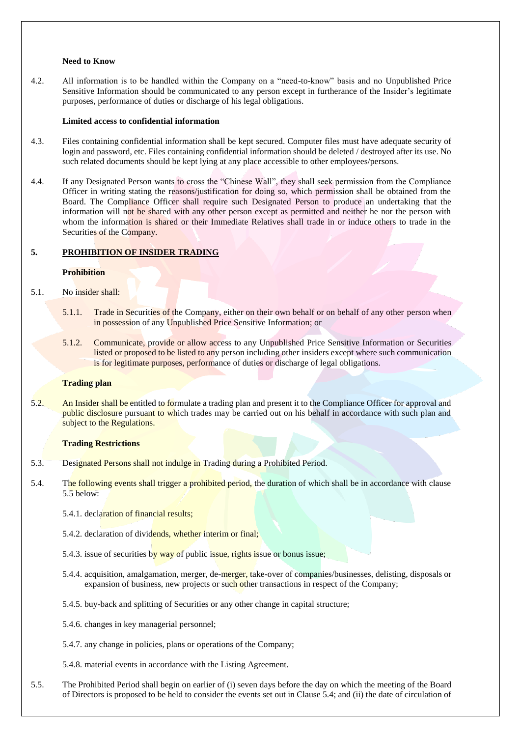**Need to Know**

4.2. All information is to be handled within the Company on a "need-to-know" basis and no Unpublished Price Sensitive Information should be communicated to any person except in furtherance of the Insider's legitimate purposes, performance of duties or discharge of his legal obligations.

**Limited access to confidential information**

4.3. Files containing confidential information shall be kept secured. Computer files must have adequate security of login and password, etc. Files containing confidential information should be deleted / destroyed after its use. No such related documents should be kept lying at any place accessible to other employees/persons.

4.4. If any Designated Person wants to cross the "Chinese Wall", they shall seek permission from the Compliance Officer in writing stating the reasons/justification for doing so, which permission shall be obtained from the Board. The Compliance Officer shall require such Designated Person to produce an undertaking that the information will not be shared with any other person except as permitted and neither he nor the person with whom the information is shared or their Immediate Relatives shall trade in or induce others to trade in the Securities of the Company.

## 5. PROHIBITION OF INSIDER TRADING

**Prohibition**

5.1. No insider shall:

5.1.1. Trade in Securities of the Company, either on their own behalf or on behalf of any other person when in possession of any Unpublished Price Sensitive Information; or

5.1.2. Communicate, provide or allow access to any Unpublished Price Sensitive Information or Securities listed or proposed to be listed to any person including other insiders except where such communication is for legitimate purposes, performance of duties or discharge of legal obligations.

**Trading plan**

5.2. An Insider shall be entitled to formulate a trading plan and present it to the Compliance Officer for approval and public disclosure pursuant to which trades may be carried out on his behalf in accordance with such plan and subject to the Regulations.

**Trading Restrictions**

5.3. Designated Persons shall not indulge in Trading during a Prohibited Period.

5.4. The following events shall trigger a prohibited period, the duration of which shall be in accordance with clause 5.5 below:

5.4.1. declaration of financial results;

5.4.2. declaration of dividends, whether interim or final;

5.4.3. issue of securities by way of public issue, rights issue or bonus issue;

5.4.4. acquisition, amalgamation, merger, de-merger, take-over of companies/businesses, delisting, disposals or expansion of business, new projects or such other transactions in respect of the Company;

5.4.5. buy-back and splitting of Securities or any other change in capital structure;

5.4.6. changes in key managerial personnel;

5.4.7. any change in policies, plans or operations of the Company;

5.4.8. material events in accordance with the Listing Agreement.

5.5. The Prohibited Period shall begin on earlier of (i) seven days before the day on which the meeting of the Board of Directors is proposed to be held to consider the events set out in Clause 5.4; and (ii) the date of circulation of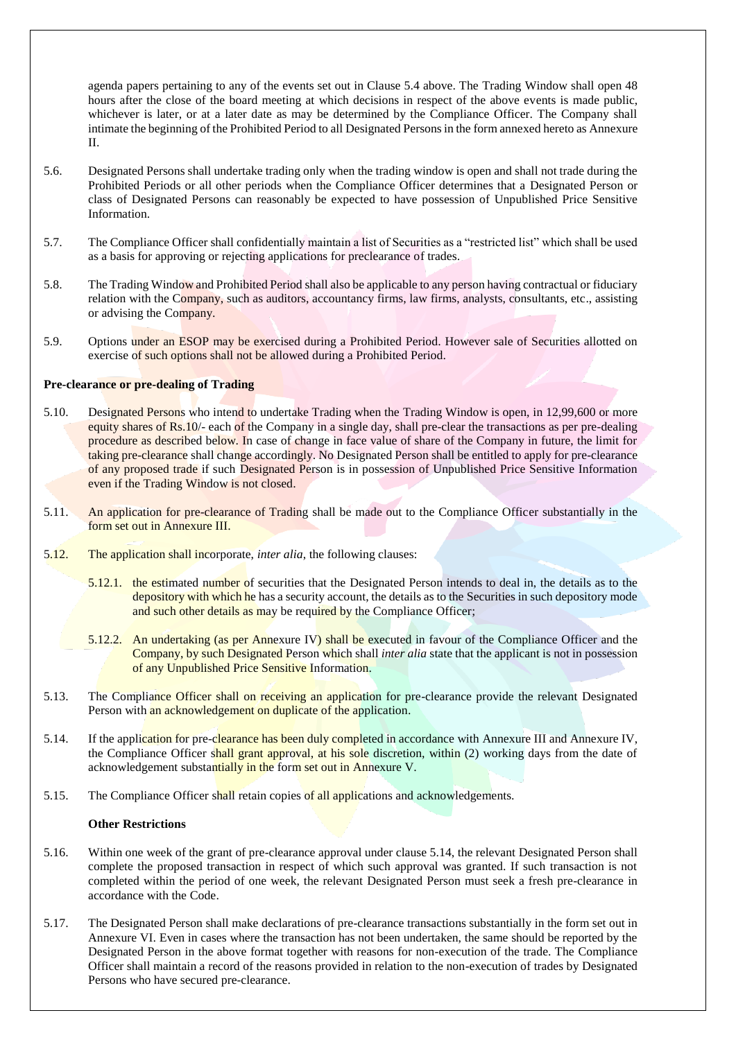agenda papers pertaining to any of the events set out in Clause 5.4 above. The Trading Window shall open 48 hours after the close of the board meeting at which decisions in respect of the above events is made public, whichever is later, or at a later date as may be determined by the Compliance Officer. The Company shall intimate the beginning of the Prohibited Period to all Designated Persons in the form annexed hereto as Annexure II.

5.6. Designated Persons shall undertake trading only when the trading window is open and shall not trade during the Prohibited Periods or all other periods when the Compliance Officer determines that a Designated Person or class of Designated Persons can reasonably be expected to have possession of Unpublished Price Sensitive Information.

5.7. The Compliance Officer shall confidentially maintain a list of Securities as a "restricted list" which shall be used as a basis for approving or rejecting applications for preclearance of trades.

5.8. The Trading Window and Prohibited Period shall also be applicable to any person having contractual or fiduciary relation with the Company, such as auditors, accountancy firms, law firms, analysts, consultants, etc., assisting or advising the Company.

5.9. Options under an ESOP may be exercised during a Prohibited Period. However sale of Securities allotted on exercise of such options shall not be allowed during a Prohibited Period.

**Pre-clearance or pre-dealing of Trading**

5.10. Designated Persons who intend to undertake Trading when the Trading Window is open, in 12,99,600 or more equity shares of Rs.10/- each of the Company in a single day, shall pre-clear the transactions as per pre-dealing procedure as described below. In case of change in face value of share of the Company in future, the limit for taking pre-clearance shall change accordingly. No Designated Person shall be entitled to apply for pre-clearance of any proposed trade if such Designated Person is in possession of Unpublished Price Sensitive Information even if the Trading Window is not closed.

5.11. An application for pre-clearance of Trading shall be made out to the Compliance Officer substantially in the form set out in Annexure III.

5.12. The application shall incorporate, *inter alia*, the following clauses:

5.12.1. the estimated number of securities that the Designated Person intends to deal in, the details as to the depository with which he has a security account, the details as to the Securities in such depository mode and such other details as may be required by the Compliance Officer;

5.12.2. An undertaking (as per Annexure IV) shall be executed in favour of the Compliance Officer and the Company, by such Designated Person which shall *inter alia* state that the applicant is not in possession of any Unpublished Price Sensitive Information.

5.13. The Compliance Officer shall on receiving an application for pre-clearance provide the relevant Designated Person with an acknowledgement on duplicate of the application.

5.14. If the application for pre-clearance has been duly completed in accordance with Annexure III and Annexure IV, the Compliance Officer shall grant approval, at his sole discretion, within (2) working days from the date of acknowledgement substantially in the form set out in Annexure V.

5.15. The Compliance Officer shall retain copies of all applications and acknowledgements.

**Other Restrictions**

5.16. Within one week of the grant of pre-clearance approval under clause 5.14, the relevant Designated Person shall complete the proposed transaction in respect of which such approval was granted. If such transaction is not completed within the period of one week, the relevant Designated Person must seek a fresh pre-clearance in accordance with the Code.

5.17. The Designated Person shall make declarations of pre-clearance transactions substantially in the form set out in Annexure VI. Even in cases where the transaction has not been undertaken, the same should be reported by the Designated Person in the above format together with reasons for non-execution of the trade. The Compliance Officer shall maintain a record of the reasons provided in relation to the non-execution of trades by Designated Persons who have secured pre-clearance.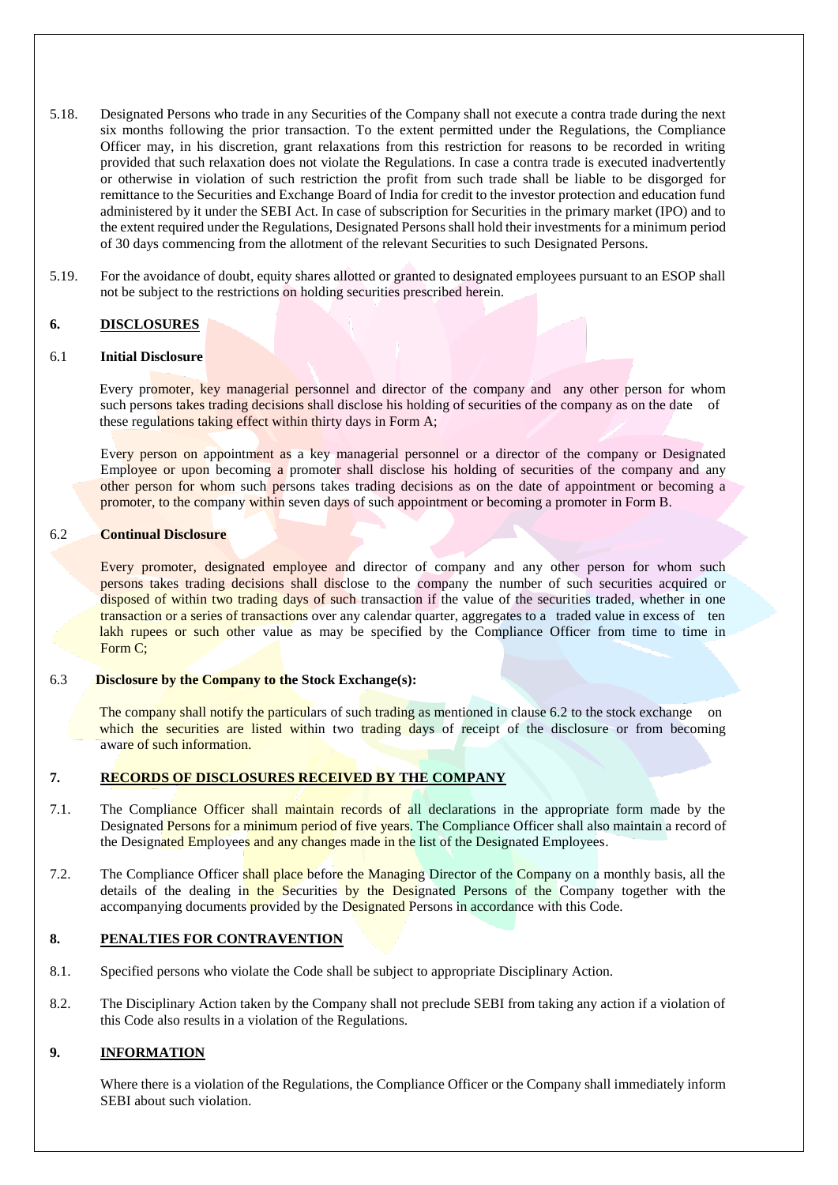5.18. Designated Persons who trade in any Securities of the Company shall not execute a contra trade during the next six months following the prior transaction. To the extent permitted under the Regulations, the Compliance Officer may, in his discretion, grant relaxations from this restriction for reasons to be recorded in writing provided that such relaxation does not violate the Regulations. In case a contra trade is executed inadvertently or otherwise in violation of such restriction the profit from such trade shall be liable to be disgorged for remittance to the Securities and Exchange Board of India for credit to the investor protection and education fund administered by it under the SEBI Act. In case of subscription for Securities in the primary market (IPO) and to the extent required under the Regulations, Designated Persons shall hold their investments for a minimum period of 30 days commencing from the allotment of the relevant Securities to such Designated Persons.

5.19. For the avoidance of doubt, equity shares allotted or granted to designated employees pursuant to an ESOP shall not be subject to the restrictions on holding securities prescribed herein.

## 6. DISCLOSURES

### 6.1 Initial Disclosure

Every promoter, key managerial personnel and director of the company and any other person for whom such persons takes trading decisions shall disclose his holding of securities of the company as on the date of these regulations taking effect within thirty days in Form A;

Every person on appointment as a key managerial personnel or a director of the company or Designated Employee or upon becoming a promoter shall disclose his holding of securities of the company and any other person for whom such persons takes trading decisions as on the date of appointment or becoming a promoter, to the company within seven days of such appointment or becoming a promoter in Form B.

### 6.2 Continual Disclosure

Every promoter, designated employee and director of company and any other person for whom such persons takes trading decisions shall disclose to the company the number of such securities acquired or disposed of within two trading days of such transaction if the value of the securities traded, whether in one transaction or a series of transactions over any calendar quarter, aggregates to a traded value in excess of ten lakh rupees or such other value as may be specified by the Compliance Officer from time to time in Form C;

### 6.3 Disclosure by the Company to the Stock Exchange(s):

The company shall notify the particulars of such trading as mentioned in clause 6.2 to the stock exchange on which the securities are listed within two trading days of receipt of the disclosure or from becoming aware of such information.

## 7. RECORDS OF DISCLOSURES RECEIVED BY THE COMPANY

7.1. The Compliance Officer shall maintain records of all declarations in the appropriate form made by the Designated Persons for a minimum period of five years. The Compliance Officer shall also maintain a record of the Designated Employees and any changes made in the list of the Designated Employees.

7.2. The Compliance Officer shall place before the Managing Director of the Company on a monthly basis, all the details of the dealing in the Securities by the Designated Persons of the Company together with the accompanying documents provided by the Designated Persons in accordance with this Code.

## 8. PENALTIES FOR CONTRAVENTION

8.1. Specified persons who violate the Code shall be subject to appropriate Disciplinary Action.

8.2. The Disciplinary Action taken by the Company shall not preclude SEBI from taking any action if a violation of this Code also results in a violation of the Regulations.

## 9. INFORMATION

Where there is a violation of the Regulations, the Compliance Officer or the Company shall immediately inform SEBI about such violation.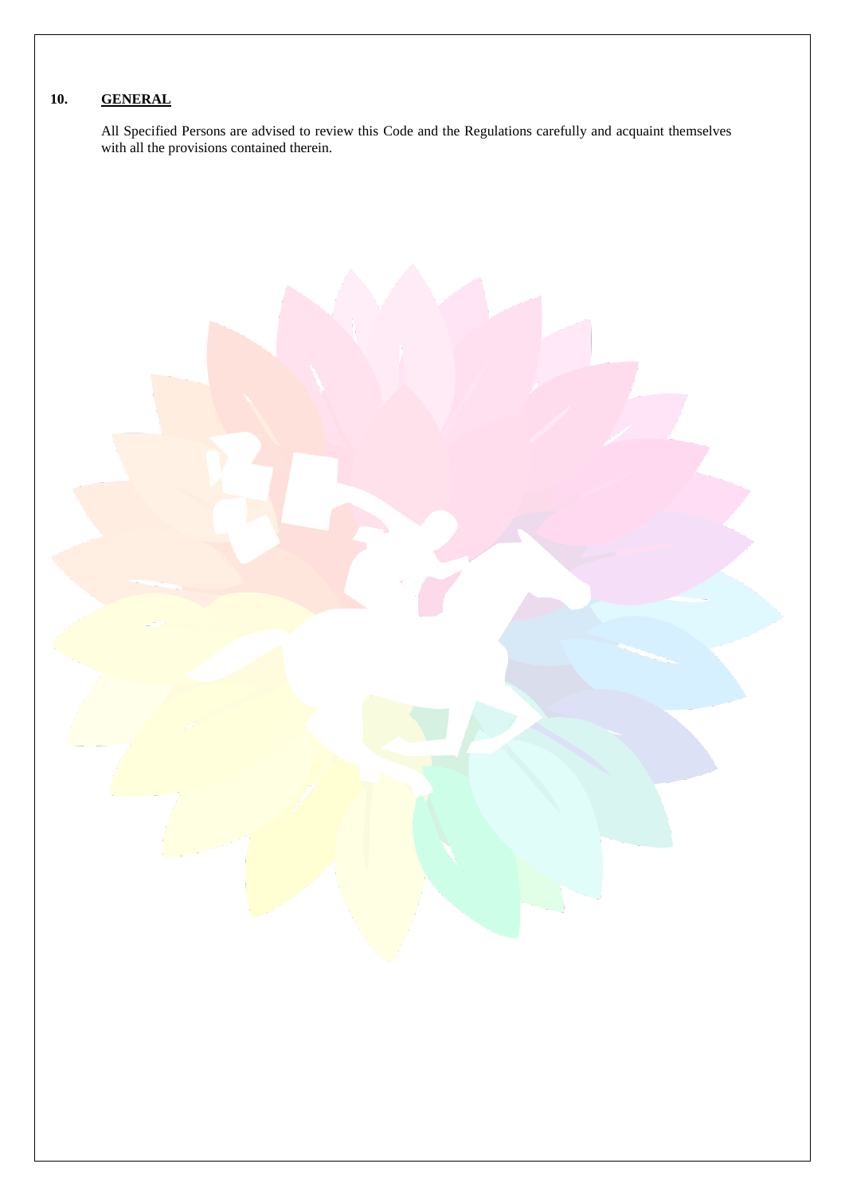## 10. GENERAL

All Specified Persons are advised to review this Code and the Regulations carefully and acquaint themselves with all the provisions contained therein.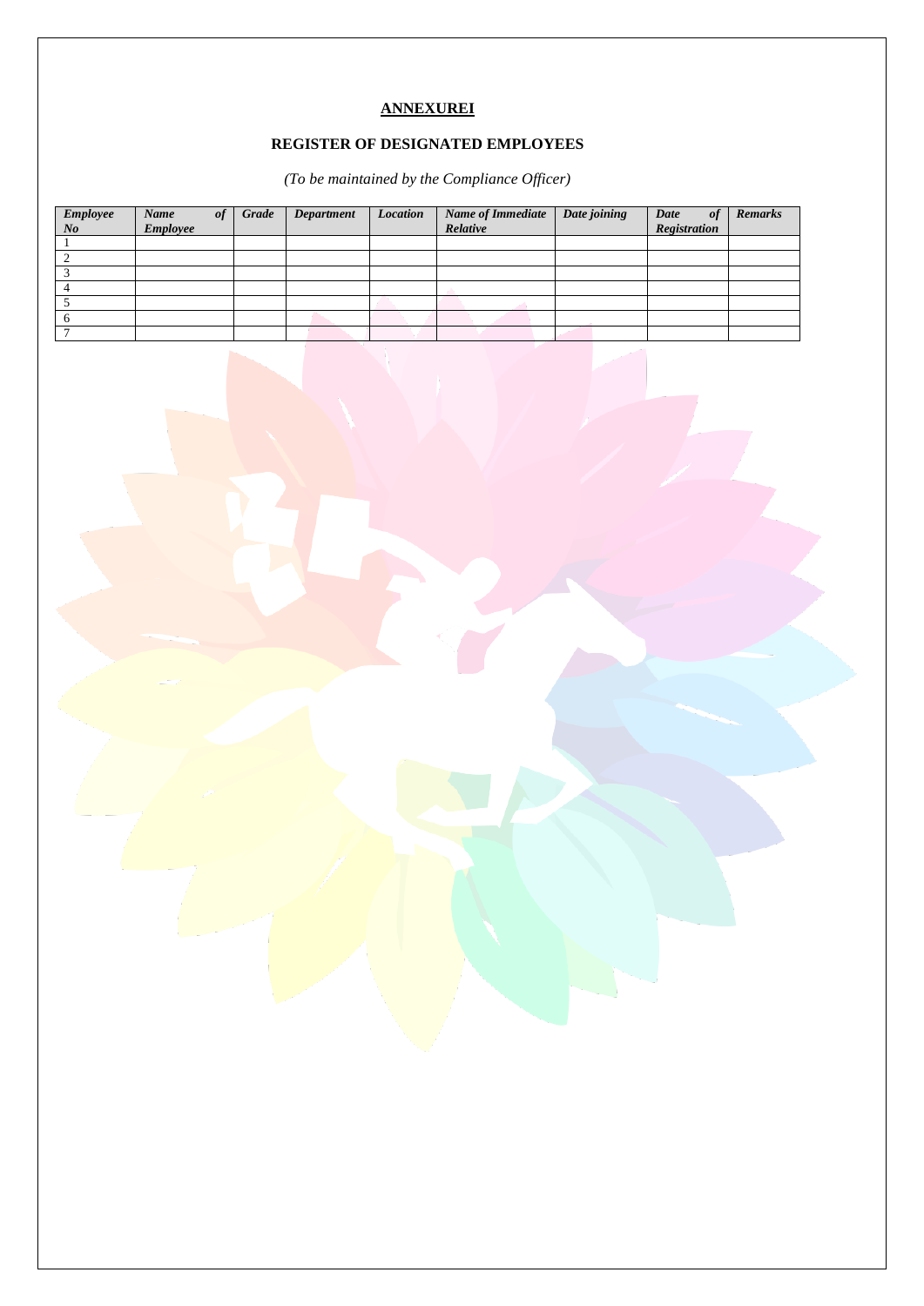**ANNEXUREI**

**REGISTER OF DESIGNATED EMPLOYEES**

*(To be maintained by the Compliance Officer)*

| *Employee No* | *Name of Employee* | *Grade* | *Department* | *Location* | *Name of Immediate Relative* | *Date joining* | *Date of Registration* | *Remarks* |
|---|---|---|---|---|---|---|---|---|
| 1 | | | | | | | | |
| 2 | | | | | | | | |
| 3 | | | | | | | | |
| 4 | | | | | | | | |
| 5 | | | | | | | | |
| 6 | | | | | | | | |
| 7 | | | | | | | | |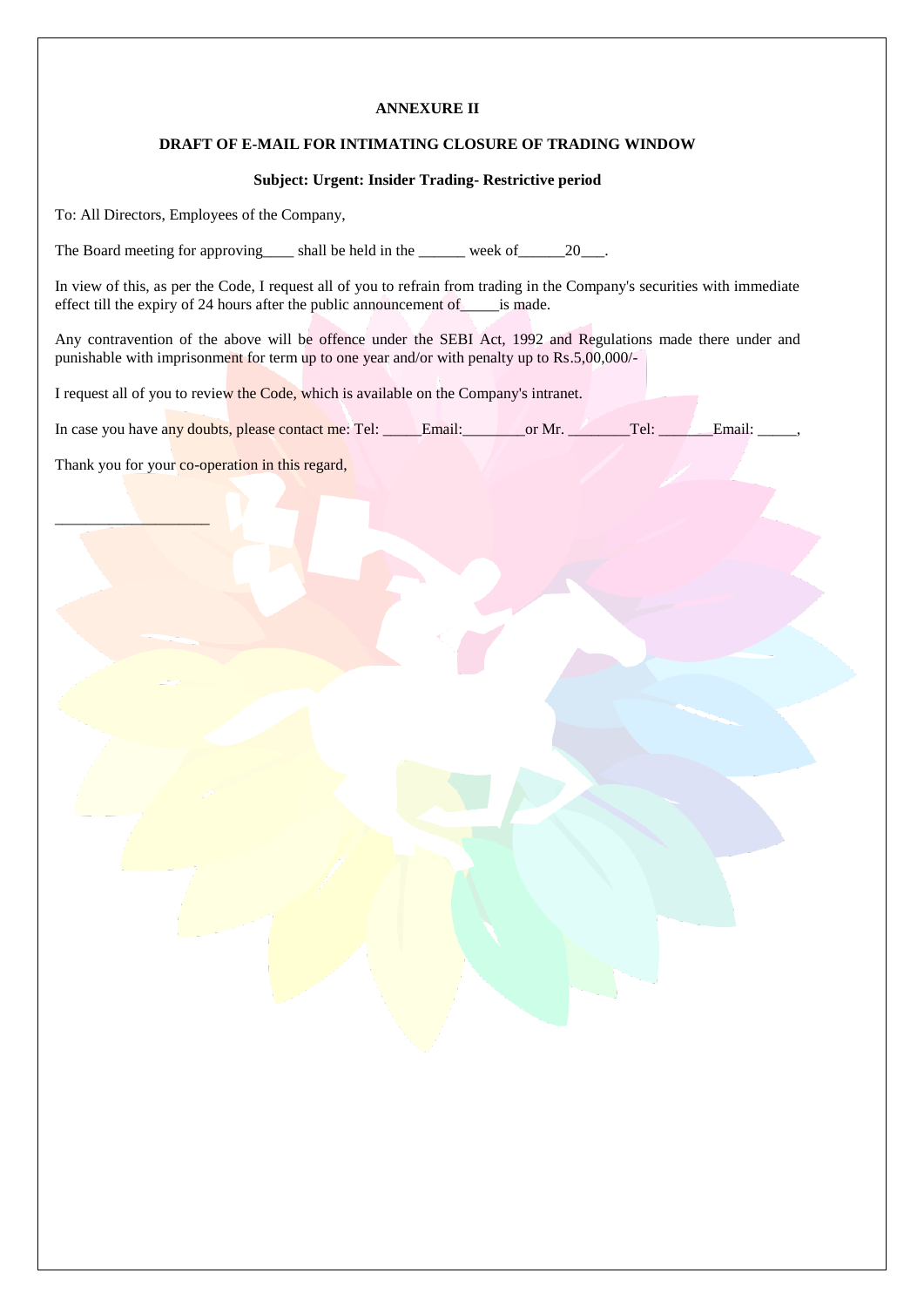**ANNEXURE II**

**DRAFT OF E-MAIL FOR INTIMATING CLOSURE OF TRADING WINDOW**

**Subject: Urgent: Insider Trading- Restrictive period**

To: All Directors, Employees of the Company,

The Board meeting for approving____ shall be held in the ______ week of______20___.

In view of this, as per the Code, I request all of you to refrain from trading in the Company's securities with immediate effect till the expiry of 24 hours after the public announcement of_____is made.

Any contravention of the above will be offence under the SEBI Act, 1992 and Regulations made there under and punishable with imprisonment for term up to one year and/or with penalty up to Rs.5,00,000/-

I request all of you to review the Code, which is available on the Company's intranet.

In case you have any doubts, please contact me: Tel: _____Email:________or Mr. ________Tel: _______Email: _____,

Thank you for your co-operation in this regard,

____________________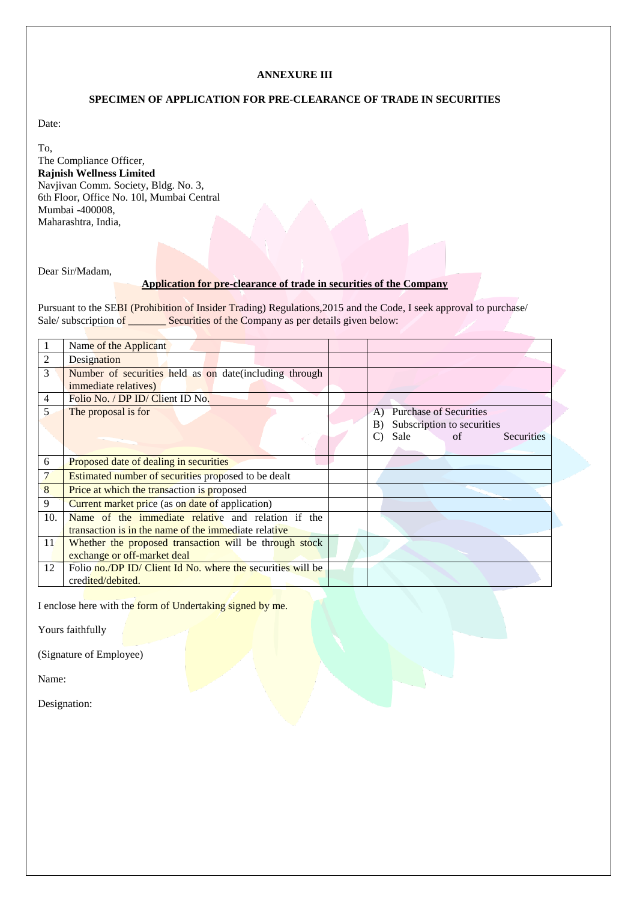**ANNEXURE III**

**SPECIMEN OF APPLICATION FOR PRE-CLEARANCE OF TRADE IN SECURITIES**

Date:

To,
The Compliance Officer,
**Rajnish Wellness Limited**
Navjivan Comm. Society, Bldg. No. 3,
6th Floor, Office No. 10l, Mumbai Central
Mumbai -400008,
Maharashtra, India,

Dear Sir/Madam,

**Application for pre-clearance of trade in securities of the Company**

Pursuant to the SEBI (Prohibition of Insider Trading) Regulations,2015 and the Code, I seek approval to purchase/ Sale/ subscription of _______ Securities of the Company as per details given below:

| | | | |
|---|---|---|---|
| 1 | Name of the Applicant | | |
| 2 | Designation | | |
| 3 | Number of securities held as on date(including through immediate relatives) | | |
| 4 | Folio No. / DP ID/ Client ID No. | | |
| 5 | The proposal is for | | A) Purchase of Securities<br>B) Subscription to securities<br>C) Sale of Securities |
| 6 | Proposed date of dealing in securities | | |
| 7 | Estimated number of securities proposed to be dealt | | |
| 8 | Price at which the transaction is proposed | | |
| 9 | Current market price (as on date of application) | | |
| 10. | Name of the immediate relative and relation if the transaction is in the name of the immediate relative | | |
| 11 | Whether the proposed transaction will be through stock exchange or off-market deal | | |
| 12 | Folio no./DP ID/ Client Id No. where the securities will be credited/debited. | | |

I enclose here with the form of Undertaking signed by me.

Yours faithfully

(Signature of Employee)

Name:

Designation: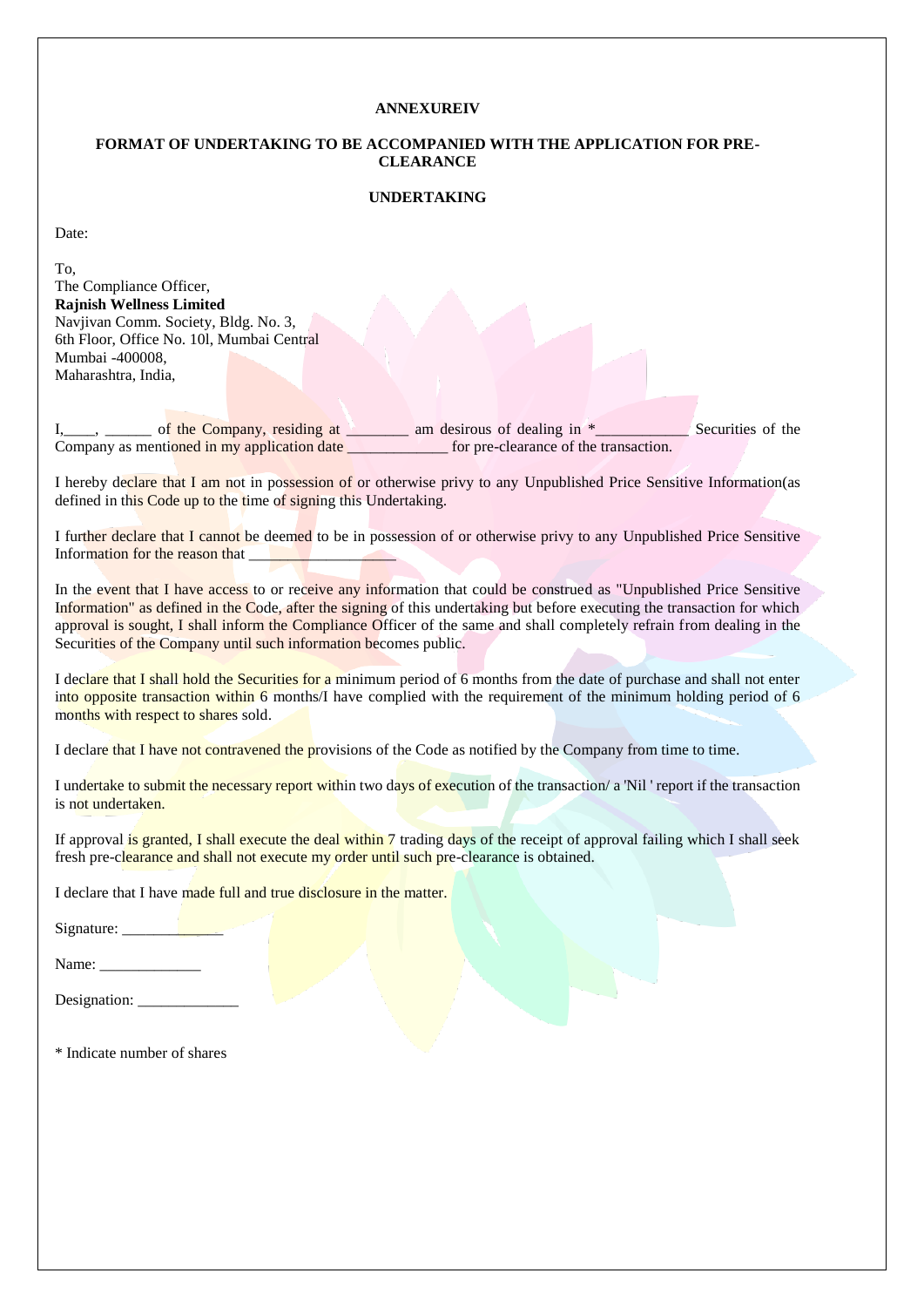**ANNEXUREIV**

**FORMAT OF UNDERTAKING TO BE ACCOMPANIED WITH THE APPLICATION FOR PRE-CLEARANCE**

**UNDERTAKING**

Date:

To,
The Compliance Officer,
**Rajnish Wellness Limited**
Navjivan Comm. Society, Bldg. No. 3,
6th Floor, Office No. 10l, Mumbai Central
Mumbai -400008,
Maharashtra, India,

I,____, ______ of the Company, residing at ________ am desirous of dealing in *____________ Securities of the Company as mentioned in my application date _____________ for pre-clearance of the transaction.

I hereby declare that I am not in possession of or otherwise privy to any Unpublished Price Sensitive Information(as defined in this Code up to the time of signing this Undertaking.

I further declare that I cannot be deemed to be in possession of or otherwise privy to any Unpublished Price Sensitive Information for the reason that ___________________

In the event that I have access to or receive any information that could be construed as "Unpublished Price Sensitive Information" as defined in the Code, after the signing of this undertaking but before executing the transaction for which approval is sought, I shall inform the Compliance Officer of the same and shall completely refrain from dealing in the Securities of the Company until such information becomes public.

I declare that I shall hold the Securities for a minimum period of 6 months from the date of purchase and shall not enter into opposite transaction within 6 months/I have complied with the requirement of the minimum holding period of 6 months with respect to shares sold.

I declare that I have not contravened the provisions of the Code as notified by the Company from time to time.

I undertake to submit the necessary report within two days of execution of the transaction/ a 'Nil ' report if the transaction is not undertaken.

If approval is granted, I shall execute the deal within 7 trading days of the receipt of approval failing which I shall seek fresh pre-clearance and shall not execute my order until such pre-clearance is obtained.

I declare that I have made full and true disclosure in the matter.

Signature: _____________

Name: _____________

Designation: _____________

* Indicate number of shares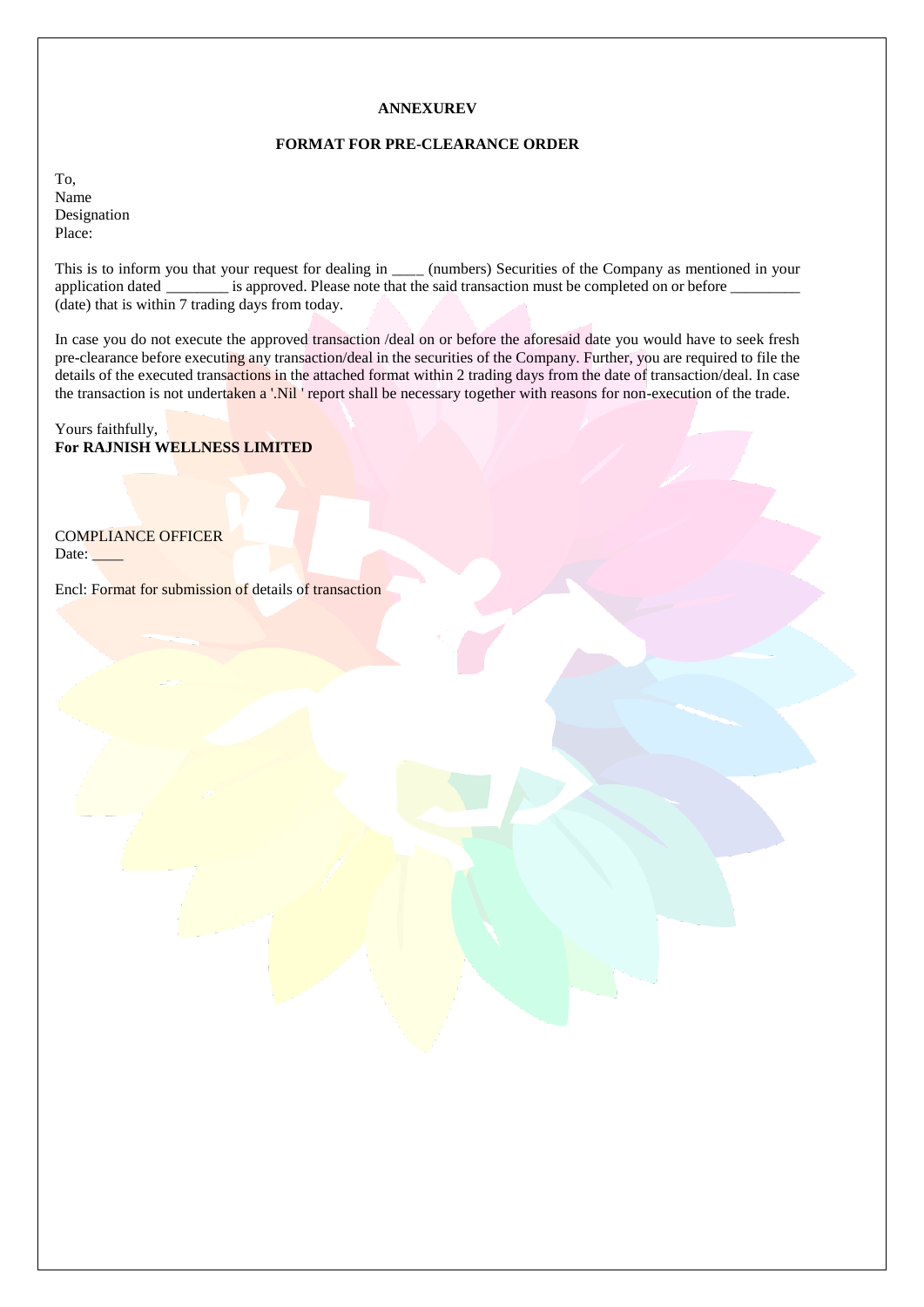**ANNEXUREV**

**FORMAT FOR PRE-CLEARANCE ORDER**

To,
Name
Designation
Place:

This is to inform you that your request for dealing in ____ (numbers) Securities of the Company as mentioned in your application dated ________ is approved. Please note that the said transaction must be completed on or before _________ (date) that is within 7 trading days from today.

In case you do not execute the approved transaction /deal on or before the aforesaid date you would have to seek fresh pre-clearance before executing any transaction/deal in the securities of the Company. Further, you are required to file the details of the executed transactions in the attached format within 2 trading days from the date of transaction/deal. In case the transaction is not undertaken a '.Nil ' report shall be necessary together with reasons for non-execution of the trade.

Yours faithfully,
**For RAJNISH WELLNESS LIMITED**

COMPLIANCE OFFICER
Date: ____

Encl: Format for submission of details of transaction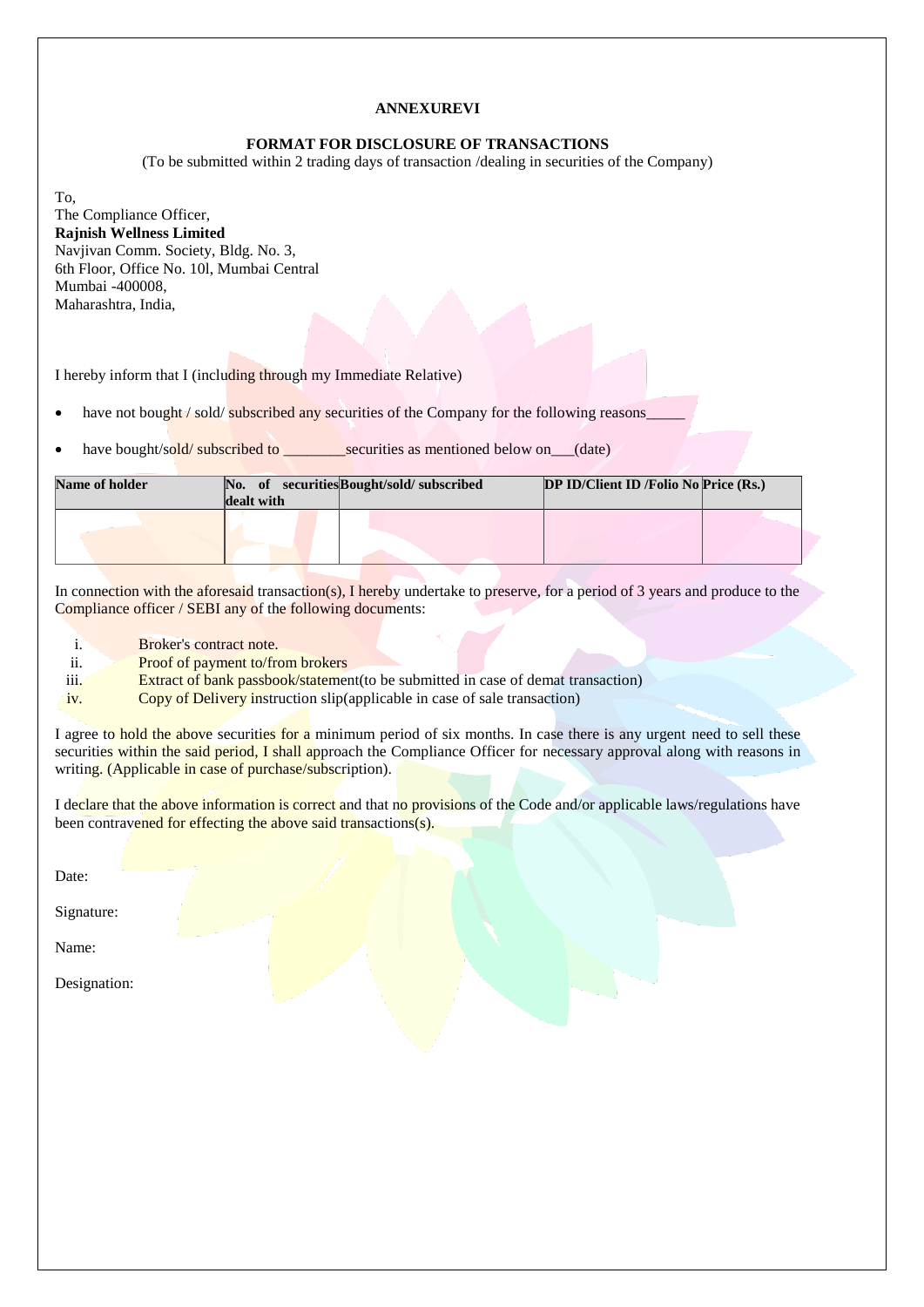**ANNEXUREVI**

**FORMAT FOR DISCLOSURE OF TRANSACTIONS**

(To be submitted within 2 trading days of transaction /dealing in securities of the Company)

To,
The Compliance Officer,
**Rajnish Wellness Limited**
Navjivan Comm. Society, Bldg. No. 3,
6th Floor, Office No. 10l, Mumbai Central
Mumbai -400008,
Maharashtra, India,

I hereby inform that I (including through my Immediate Relative)

- have not bought / sold/ subscribed any securities of the Company for the following reasons_____
- have bought/sold/ subscribed to ________securities as mentioned below on___(date)

| Name of holder | No. of securities dealt with | Bought/sold/ subscribed | DP ID/Client ID /Folio No | Price (Rs.) |
|---|---|---|---|---|
| | | | | |

In connection with the aforesaid transaction(s), I hereby undertake to preserve, for a period of 3 years and produce to the Compliance officer / SEBI any of the following documents:

i. Broker's contract note.
ii. Proof of payment to/from brokers
iii. Extract of bank passbook/statement(to be submitted in case of demat transaction)
iv. Copy of Delivery instruction slip(applicable in case of sale transaction)

I agree to hold the above securities for a minimum period of six months. In case there is any urgent need to sell these securities within the said period, I shall approach the Compliance Officer for necessary approval along with reasons in writing. (Applicable in case of purchase/subscription).

I declare that the above information is correct and that no provisions of the Code and/or applicable laws/regulations have been contravened for effecting the above said transactions(s).

Date:

Signature:

Name:

Designation: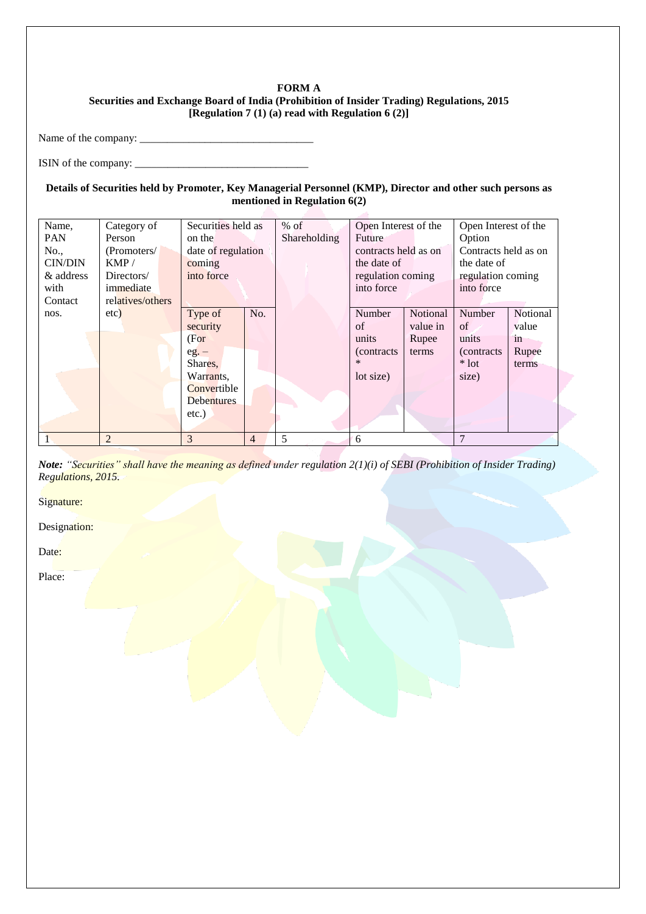**FORM A**

**Securities and Exchange Board of India (Prohibition of Insider Trading) Regulations, 2015**

**[Regulation 7 (1) (a) read with Regulation 6 (2)]**

Name of the company: ________________________________

ISIN of the company: ________________________________

**Details of Securities held by Promoter, Key Managerial Personnel (KMP), Director and other such persons as mentioned in Regulation 6(2)**

| Name, PAN No., CIN/DIN & address with Contact nos. | Category of Person (Promoters/ KMP / Directors/ immediate relatives/others etc) | Securities held as on the date of regulation coming into force | | % of Shareholding | Open Interest of the Future contracts held as on the date of regulation coming into force | | Open Interest of the Option Contracts held as on the date of regulation coming into force | |
|---|---|---|---|---|---|---|---|---|
| | | Type of security (For eg. – Shares, Warrants, Convertible Debentures etc.) | No. | | Number of units (contracts * lot size) | Notional value in Rupee terms | Number of units (contracts * lot size) | Notional value in Rupee terms |
| 1 | 2 | 3 | 4 | 5 | 6 | | 7 | |

***Note:*** *"Securities" shall have the meaning as defined under regulation 2(1)(i) of SEBI (Prohibition of Insider Trading) Regulations, 2015.*

Signature:

Designation:

Date:

Place: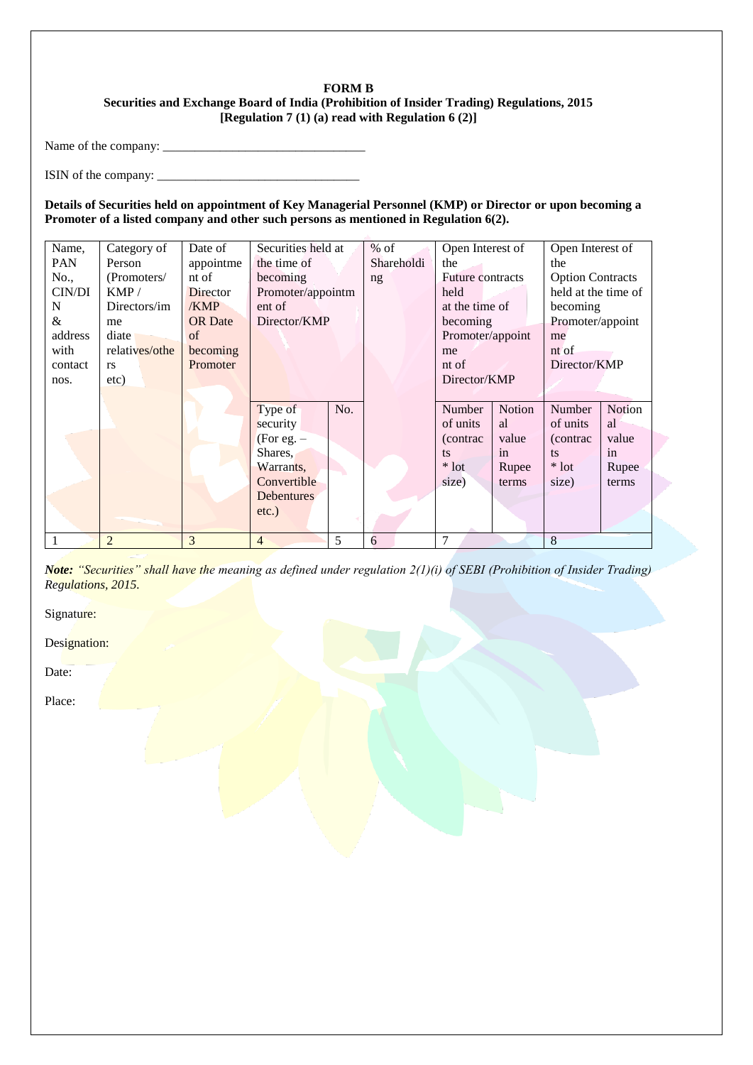**FORM B**

**Securities and Exchange Board of India (Prohibition of Insider Trading) Regulations, 2015**
**[Regulation 7 (1) (a) read with Regulation 6 (2)]**

Name of the company: ________________________________

ISIN of the company: ________________________________

**Details of Securities held on appointment of Key Managerial Personnel (KMP) or Director or upon becoming a Promoter of a listed company and other such persons as mentioned in Regulation 6(2).**

| Name, PAN No., CIN/DIN & address with contact nos. | Category of Person (Promoters/ KMP / Directors/immediate relatives/others etc) | Date of appointment of Director /KMP OR Date of becoming Promoter | Securities held at the time of becoming Promoter/appointment of Director/KMP | | % of Shareholding | Open Interest of the Future contracts held at the time of becoming Promoter/appointment of Director/KMP | | Open Interest of the Option Contracts held at the time of becoming Promoter/appointment of Director/KMP | |
|---|---|---|---|---|---|---|---|---|---|
| | | | Type of security (For eg. – Shares, Warrants, Convertible Debentures etc.) | No. | | Number of units (contracts * lot size) | Notional value in Rupee terms | Number of units (contracts * lot size) | Notional value in Rupee terms |
| 1 | 2 | 3 | 4 | 5 | 6 | 7 | | 8 | |

***Note:*** *"Securities" shall have the meaning as defined under regulation 2(1)(i) of SEBI (Prohibition of Insider Trading) Regulations, 2015.*

Signature:

Designation:

Date:

Place: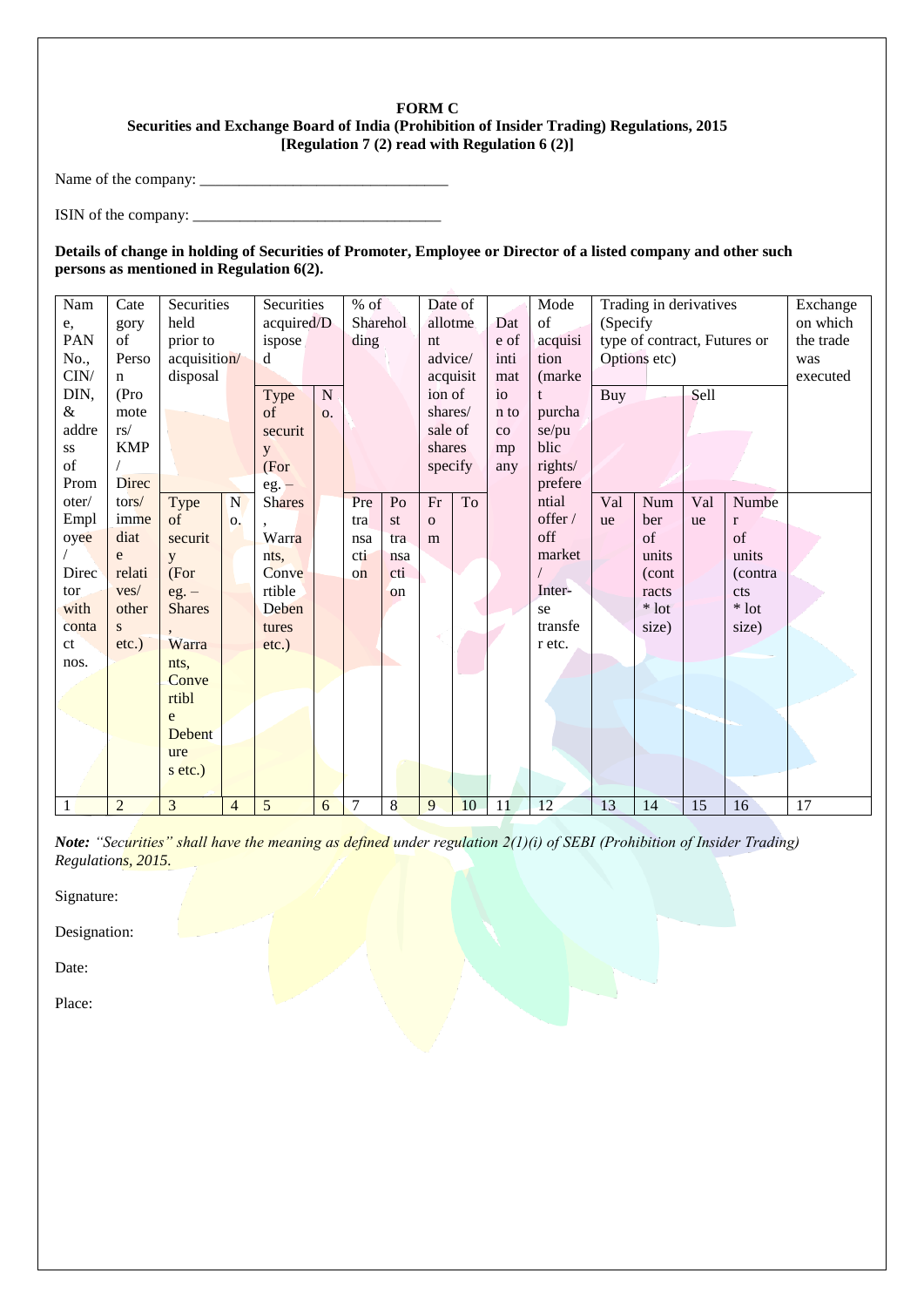**FORM C**

**Securities and Exchange Board of India (Prohibition of Insider Trading) Regulations, 2015**

**[Regulation 7 (2) read with Regulation 6 (2)]**

Name of the company: ________________________________

ISIN of the company: ________________________________

**Details of change in holding of Securities of Promoter, Employee or Director of a listed company and other such persons as mentioned in Regulation 6(2).**

| Name, PAN No., CIN/DIN, & address of Promoter/ Employee / Director with contact nos. | Category of Person (Promoters/ KMP / Directors/ immediate relatives/ others etc.) | Securities held prior to acquisition/ disposal | | Securities acquired/Dispose d | | % of Shareholding | | Date of allotment advice/ acquisition of shares/ sale of shares specify | | Date of intimation to company | Mode of acquisition (market purchase/public rights/ preferential offer / off market / Inter-se transfer etc. | Trading in derivatives (Specify type of contract, Futures or Options etc) | | | | Exchange on which the trade was executed |
|---|---|---|---|---|---|---|---|---|---|---|---|---|---|---|---|---|
| | | | | | | | | | | | | Buy | | Sell | | |
| | | Type of security (For eg. – Shares, Warrants, Convertible Debentures etc.) | No. | Type of security (For eg. – Shares, Warrants, Convertible Debentures etc.) | No. | Pre transaction | Post transaction | From | To | | | Value | Number of units (contracts * lot size) | Value | Number of units (contracts * lot size) | |
| 1 | 2 | 3 | 4 | 5 | 6 | 7 | 8 | 9 | 10 | 11 | 12 | 13 | 14 | 15 | 16 | 17 |

***Note:*** *"Securities" shall have the meaning as defined under regulation 2(1)(i) of SEBI (Prohibition of Insider Trading) Regulations, 2015.*

Signature:

Designation:

Date:

Place: